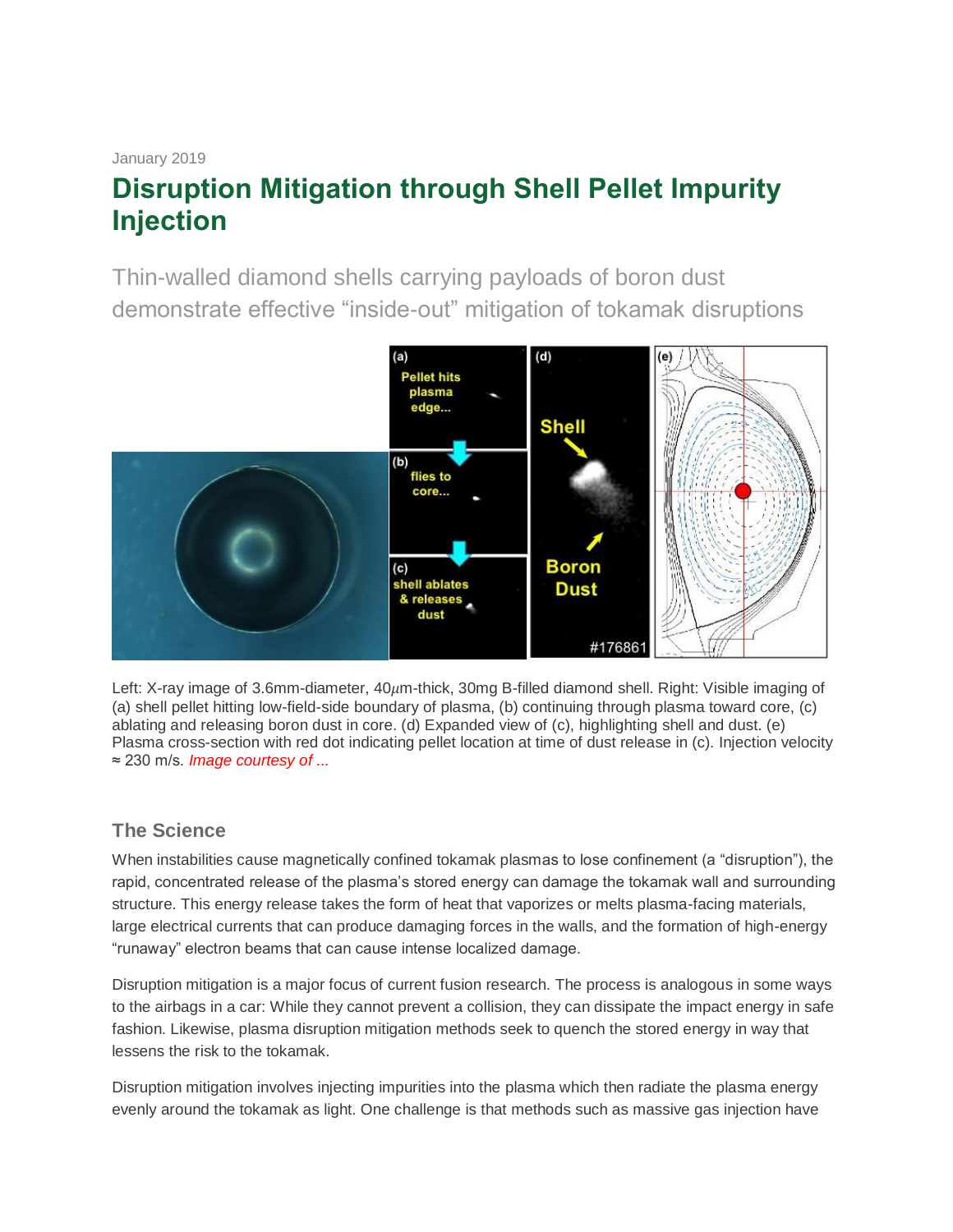January 2019

# Disruption Mitigation through Shell Pellet Impurity Injection

Thin-walled diamond shells carrying payloads of boron dust demonstrate effective “inside-out” mitigation of tokamak disruptions

Left: X-ray image of 3.6mm-diameter, 40$\mu$m-thick, 30mg B-filled diamond shell. Right: Visible imaging of (a) shell pellet hitting low-field-side boundary of plasma, (b) continuing through plasma toward core, (c) ablating and releasing boron dust in core. (d) Expanded view of (c), highlighting shell and dust. (e) Plasma cross-section with red dot indicating pellet location at time of dust release in (c). Injection velocity ≈ 230 m/s. *Image courtesy of ...*

## The Science

When instabilities cause magnetically confined tokamak plasmas to lose confinement (a “disruption”), the rapid, concentrated release of the plasma’s stored energy can damage the tokamak wall and surrounding structure. This energy release takes the form of heat that vaporizes or melts plasma-facing materials, large electrical currents that can produce damaging forces in the walls, and the formation of high-energy “runaway” electron beams that can cause intense localized damage.

Disruption mitigation is a major focus of current fusion research. The process is analogous in some ways to the airbags in a car: While they cannot prevent a collision, they can dissipate the impact energy in safe fashion. Likewise, plasma disruption mitigation methods seek to quench the stored energy in way that lessens the risk to the tokamak.

Disruption mitigation involves injecting impurities into the plasma which then radiate the plasma energy evenly around the tokamak as light. One challenge is that methods such as massive gas injection have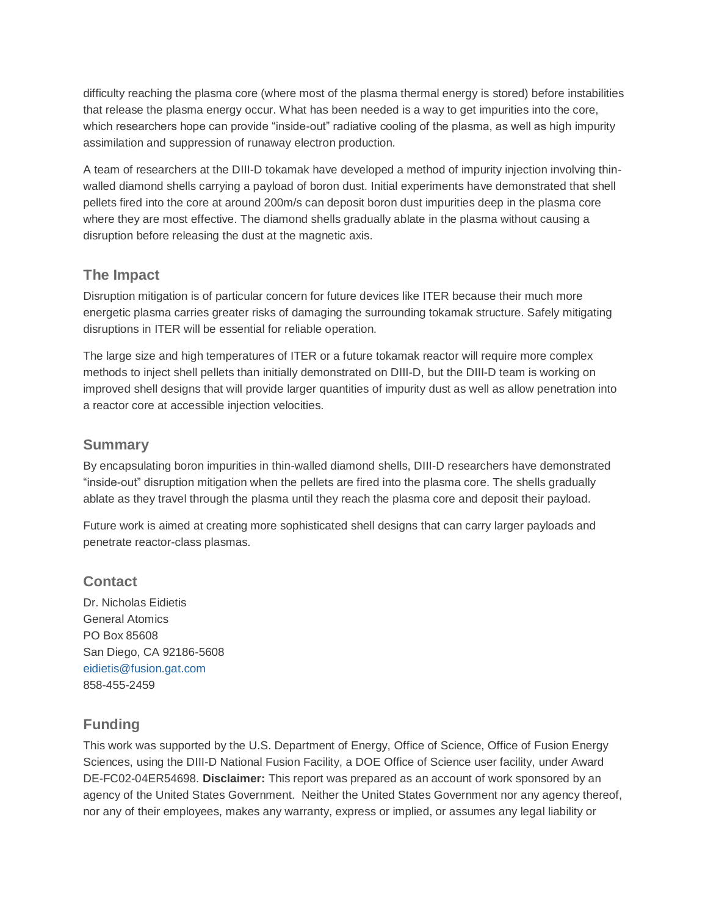difficulty reaching the plasma core (where most of the plasma thermal energy is stored) before instabilities that release the plasma energy occur. What has been needed is a way to get impurities into the core, which researchers hope can provide "inside-out" radiative cooling of the plasma, as well as high impurity assimilation and suppression of runaway electron production.

A team of researchers at the DIII-D tokamak have developed a method of impurity injection involving thin-walled diamond shells carrying a payload of boron dust. Initial experiments have demonstrated that shell pellets fired into the core at around 200m/s can deposit boron dust impurities deep in the plasma core where they are most effective. The diamond shells gradually ablate in the plasma without causing a disruption before releasing the dust at the magnetic axis.

## The Impact

Disruption mitigation is of particular concern for future devices like ITER because their much more energetic plasma carries greater risks of damaging the surrounding tokamak structure. Safely mitigating disruptions in ITER will be essential for reliable operation.

The large size and high temperatures of ITER or a future tokamak reactor will require more complex methods to inject shell pellets than initially demonstrated on DIII-D, but the DIII-D team is working on improved shell designs that will provide larger quantities of impurity dust as well as allow penetration into a reactor core at accessible injection velocities.

## Summary

By encapsulating boron impurities in thin-walled diamond shells, DIII-D researchers have demonstrated "inside-out" disruption mitigation when the pellets are fired into the plasma core. The shells gradually ablate as they travel through the plasma until they reach the plasma core and deposit their payload.

Future work is aimed at creating more sophisticated shell designs that can carry larger payloads and penetrate reactor-class plasmas.

## Contact

Dr. Nicholas Eidietis
General Atomics
PO Box 85608
San Diego, CA 92186-5608
eidietis@fusion.gat.com
858-455-2459

## Funding

This work was supported by the U.S. Department of Energy, Office of Science, Office of Fusion Energy Sciences, using the DIII-D National Fusion Facility, a DOE Office of Science user facility, under Award DE-FC02-04ER54698. **Disclaimer:** This report was prepared as an account of work sponsored by an agency of the United States Government. Neither the United States Government nor any agency thereof, nor any of their employees, makes any warranty, express or implied, or assumes any legal liability or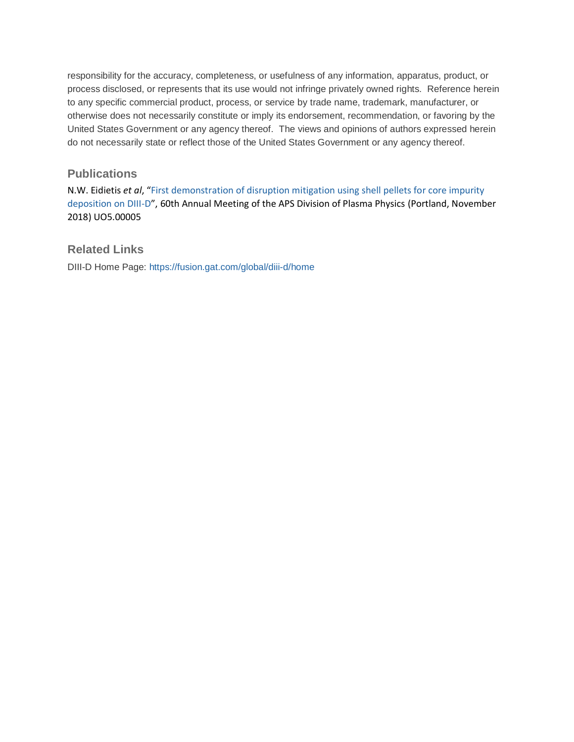responsibility for the accuracy, completeness, or usefulness of any information, apparatus, product, or process disclosed, or represents that its use would not infringe privately owned rights. Reference herein to any specific commercial product, process, or service by trade name, trademark, manufacturer, or otherwise does not necessarily constitute or imply its endorsement, recommendation, or favoring by the United States Government or any agency thereof. The views and opinions of authors expressed herein do not necessarily state or reflect those of the United States Government or any agency thereof.

## Publications

N.W. Eidietis *et al*, "First demonstration of disruption mitigation using shell pellets for core impurity deposition on DIII-D", 60th Annual Meeting of the APS Division of Plasma Physics (Portland, November 2018) UO5.00005

## Related Links

DIII-D Home Page: https://fusion.gat.com/global/diii-d/home